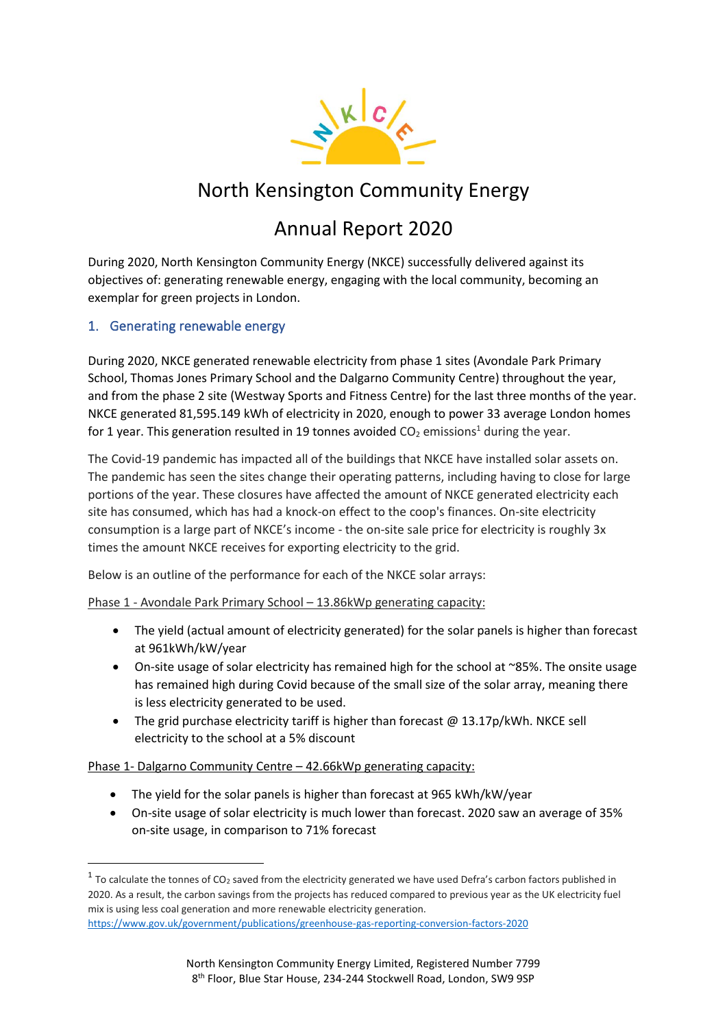# North Kensington Community Energy

# Annual Report 2020

During 2020, North Kensington Community Energy (NKCE) successfully delivered against its objectives of: generating renewable energy, engaging with the local community, becoming an exemplar for green projects in London.

## 1. Generating renewable energy

During 2020, NKCE generated renewable electricity from phase 1 sites (Avondale Park Primary School, Thomas Jones Primary School and the Dalgarno Community Centre) throughout the year, and from the phase 2 site (Westway Sports and Fitness Centre) for the last three months of the year. NKCE generated 81,595.149 kWh of electricity in 2020, enough to power 33 average London homes for 1 year. This generation resulted in 19 tonnes avoided $CO_2$ emissions[1] during the year.

The Covid-19 pandemic has impacted all of the buildings that NKCE have installed solar assets on. The pandemic has seen the sites change their operating patterns, including having to close for large portions of the year. These closures have affected the amount of NKCE generated electricity each site has consumed, which has had a knock-on effect to the coop's finances. On-site electricity consumption is a large part of NKCE's income - the on-site sale price for electricity is roughly 3x times the amount NKCE receives for exporting electricity to the grid.

Below is an outline of the performance for each of the NKCE solar arrays:

<u>Phase 1 - Avondale Park Primary School – 13.86kWp generating capacity:</u>

- The yield (actual amount of electricity generated) for the solar panels is higher than forecast at 961kWh/kW/year
- On-site usage of solar electricity has remained high for the school at ~85%. The onsite usage has remained high during Covid because of the small size of the solar array, meaning there is less electricity generated to be used.
- The grid purchase electricity tariff is higher than forecast @ 13.17p/kWh. NKCE sell electricity to the school at a 5% discount

<u>Phase 1- Dalgarno Community Centre – 42.66kWp generating capacity:</u>

- The yield for the solar panels is higher than forecast at 965 kWh/kW/year
- On-site usage of solar electricity is much lower than forecast. 2020 saw an average of 35% on-site usage, in comparison to 71% forecast

---

[1] To calculate the tonnes of $CO_2$ saved from the electricity generated we have used Defra's carbon factors published in 2020. As a result, the carbon savings from the projects has reduced compared to previous year as the UK electricity fuel mix is using less coal generation and more renewable electricity generation.
https://www.gov.uk/government/publications/greenhouse-gas-reporting-conversion-factors-2020

North Kensington Community Energy Limited, Registered Number 7799
8th Floor, Blue Star House, 234-244 Stockwell Road, London, SW9 9SP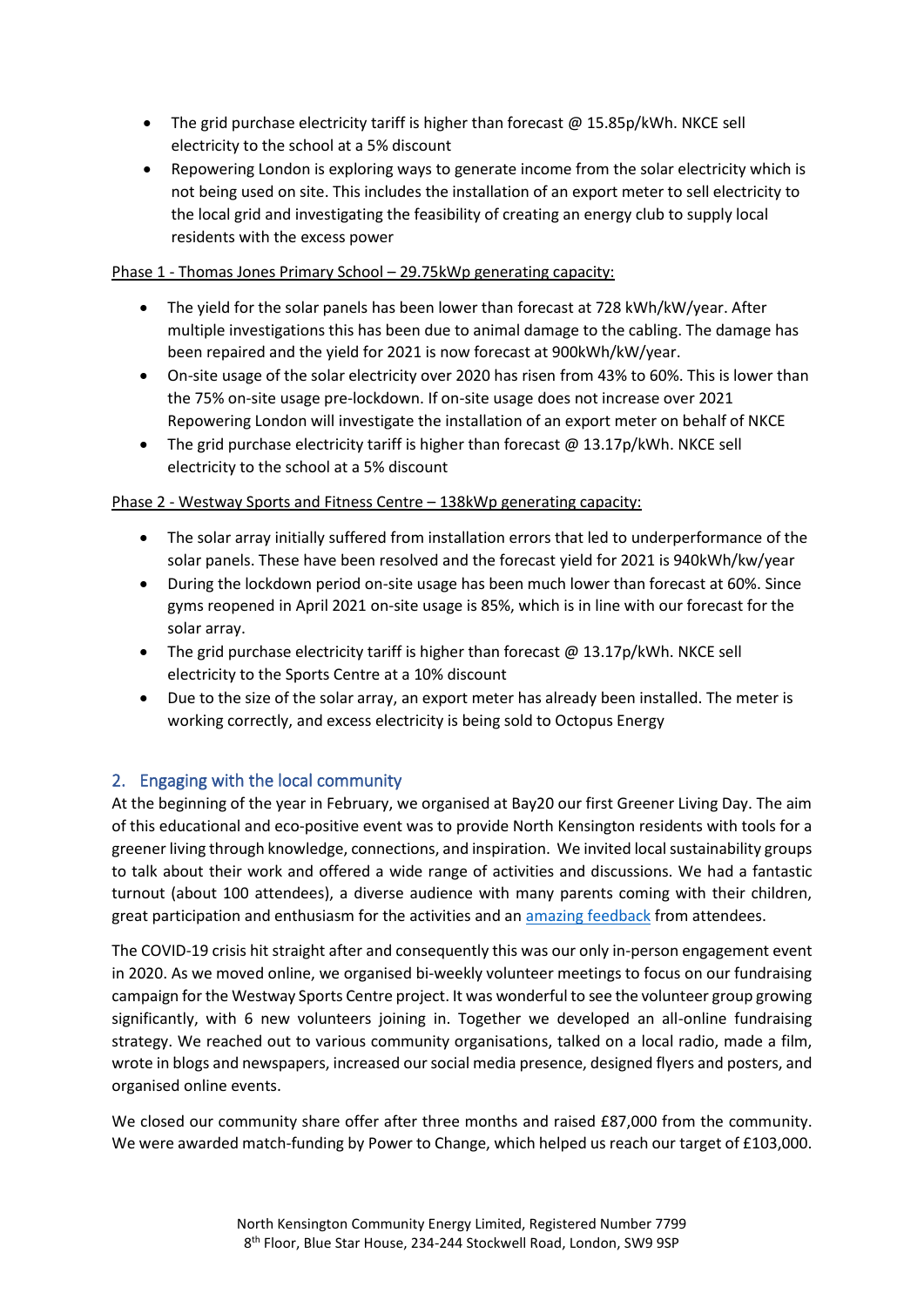- The grid purchase electricity tariff is higher than forecast @ 15.85p/kWh. NKCE sell electricity to the school at a 5% discount
- Repowering London is exploring ways to generate income from the solar electricity which is not being used on site. This includes the installation of an export meter to sell electricity to the local grid and investigating the feasibility of creating an energy club to supply local residents with the excess power

<u>Phase 1 - Thomas Jones Primary School – 29.75kWp generating capacity:</u>

- The yield for the solar panels has been lower than forecast at 728 kWh/kW/year. After multiple investigations this has been due to animal damage to the cabling. The damage has been repaired and the yield for 2021 is now forecast at 900kWh/kW/year.
- On-site usage of the solar electricity over 2020 has risen from 43% to 60%. This is lower than the 75% on-site usage pre-lockdown. If on-site usage does not increase over 2021 Repowering London will investigate the installation of an export meter on behalf of NKCE
- The grid purchase electricity tariff is higher than forecast @ 13.17p/kWh. NKCE sell electricity to the school at a 5% discount

<u>Phase 2 - Westway Sports and Fitness Centre – 138kWp generating capacity:</u>

- The solar array initially suffered from installation errors that led to underperformance of the solar panels. These have been resolved and the forecast yield for 2021 is 940kWh/kw/year
- During the lockdown period on-site usage has been much lower than forecast at 60%. Since gyms reopened in April 2021 on-site usage is 85%, which is in line with our forecast for the solar array.
- The grid purchase electricity tariff is higher than forecast @ 13.17p/kWh. NKCE sell electricity to the Sports Centre at a 10% discount
- Due to the size of the solar array, an export meter has already been installed. The meter is working correctly, and excess electricity is being sold to Octopus Energy

## 2. Engaging with the local community

At the beginning of the year in February, we organised at Bay20 our first Greener Living Day. The aim of this educational and eco-positive event was to provide North Kensington residents with tools for a greener living through knowledge, connections, and inspiration. We invited local sustainability groups to talk about their work and offered a wide range of activities and discussions. We had a fantastic turnout (about 100 attendees), a diverse audience with many parents coming with their children, great participation and enthusiasm for the activities and an amazing feedback from attendees.

The COVID-19 crisis hit straight after and consequently this was our only in-person engagement event in 2020. As we moved online, we organised bi-weekly volunteer meetings to focus on our fundraising campaign for the Westway Sports Centre project. It was wonderful to see the volunteer group growing significantly, with 6 new volunteers joining in. Together we developed an all-online fundraising strategy. We reached out to various community organisations, talked on a local radio, made a film, wrote in blogs and newspapers, increased our social media presence, designed flyers and posters, and organised online events.

We closed our community share offer after three months and raised £87,000 from the community. We were awarded match-funding by Power to Change, which helped us reach our target of £103,000.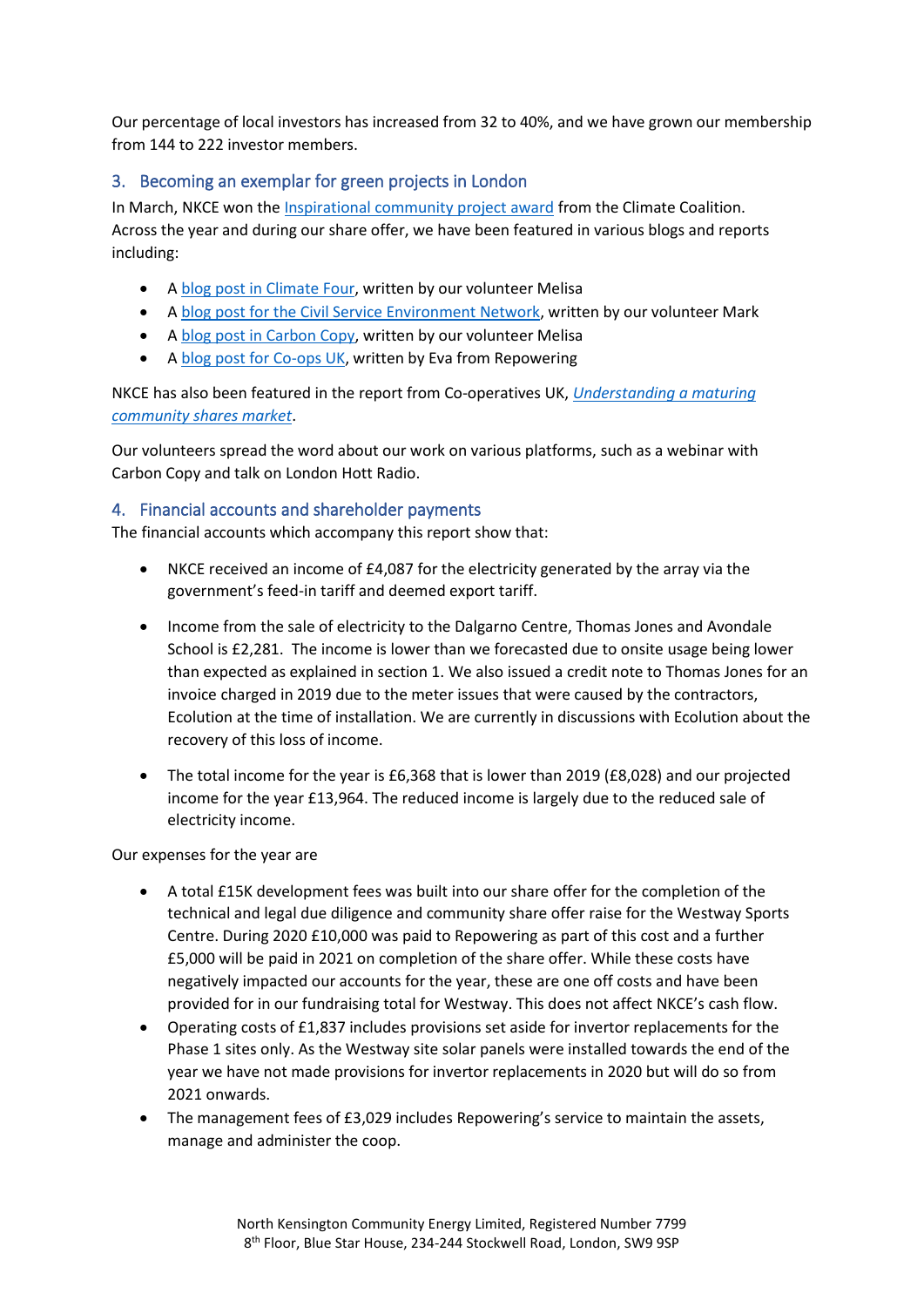Our percentage of local investors has increased from 32 to 40%, and we have grown our membership from 144 to 222 investor members.

## 3. Becoming an exemplar for green projects in London

In March, NKCE won the Inspirational community project award from the Climate Coalition. Across the year and during our share offer, we have been featured in various blogs and reports including:

- A blog post in Climate Four, written by our volunteer Melisa
- A blog post for the Civil Service Environment Network, written by our volunteer Mark
- A blog post in Carbon Copy, written by our volunteer Melisa
- A blog post for Co-ops UK, written by Eva from Repowering

NKCE has also been featured in the report from Co-operatives UK, *Understanding a maturing community shares market*.

Our volunteers spread the word about our work on various platforms, such as a webinar with Carbon Copy and talk on London Hott Radio.

## 4. Financial accounts and shareholder payments

The financial accounts which accompany this report show that:

- NKCE received an income of £4,087 for the electricity generated by the array via the government's feed-in tariff and deemed export tariff.

- Income from the sale of electricity to the Dalgarno Centre, Thomas Jones and Avondale School is £2,281. The income is lower than we forecasted due to onsite usage being lower than expected as explained in section 1. We also issued a credit note to Thomas Jones for an invoice charged in 2019 due to the meter issues that were caused by the contractors, Ecolution at the time of installation. We are currently in discussions with Ecolution about the recovery of this loss of income.

- The total income for the year is £6,368 that is lower than 2019 (£8,028) and our projected income for the year £13,964. The reduced income is largely due to the reduced sale of electricity income.

Our expenses for the year are

- A total £15K development fees was built into our share offer for the completion of the technical and legal due diligence and community share offer raise for the Westway Sports Centre. During 2020 £10,000 was paid to Repowering as part of this cost and a further £5,000 will be paid in 2021 on completion of the share offer. While these costs have negatively impacted our accounts for the year, these are one off costs and have been provided for in our fundraising total for Westway. This does not affect NKCE's cash flow.
- Operating costs of £1,837 includes provisions set aside for invertor replacements for the Phase 1 sites only. As the Westway site solar panels were installed towards the end of the year we have not made provisions for invertor replacements in 2020 but will do so from 2021 onwards.
- The management fees of £3,029 includes Repowering's service to maintain the assets, manage and administer the coop.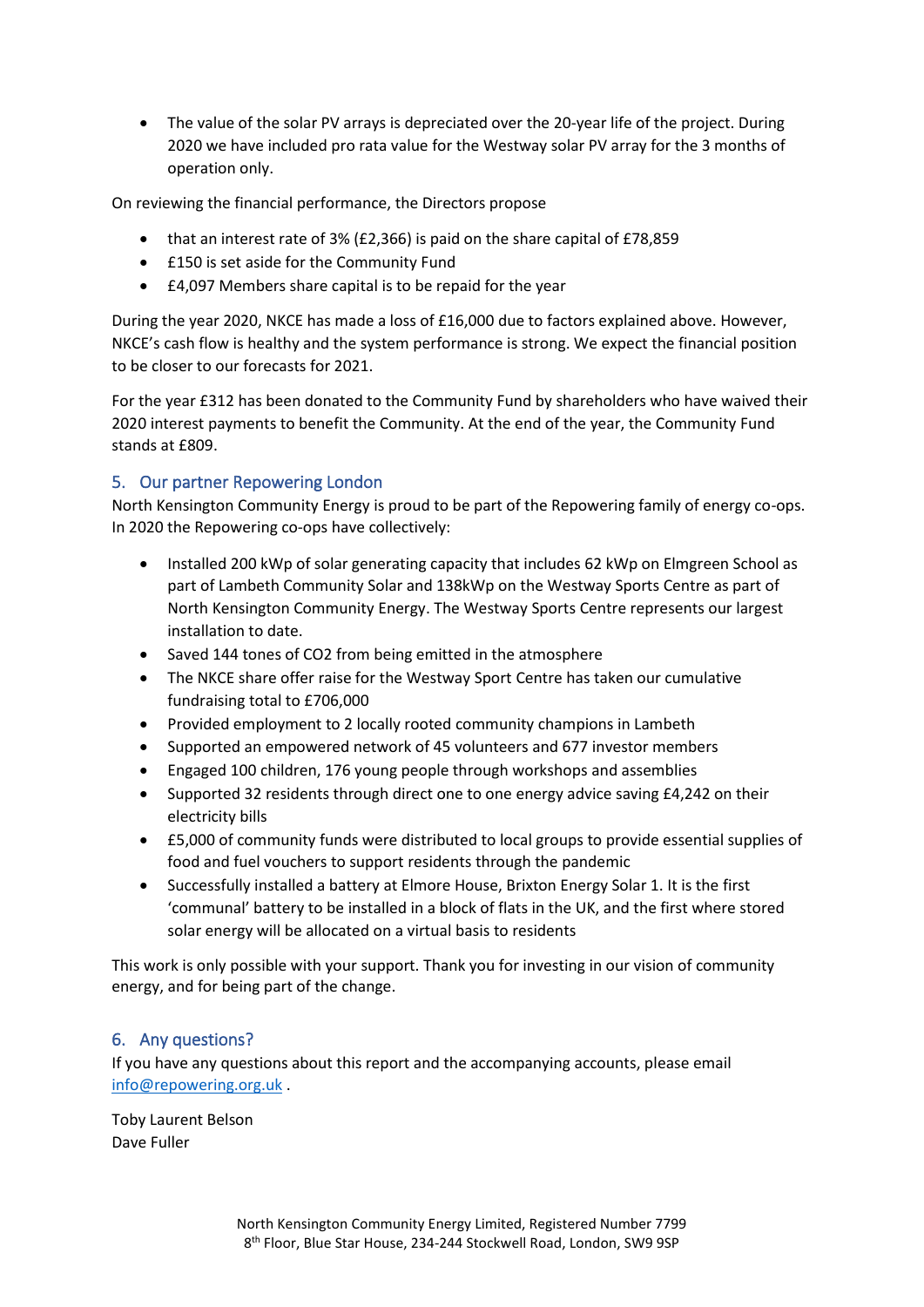- The value of the solar PV arrays is depreciated over the 20-year life of the project. During 2020 we have included pro rata value for the Westway solar PV array for the 3 months of operation only.

On reviewing the financial performance, the Directors propose

- that an interest rate of 3% (£2,366) is paid on the share capital of £78,859
- £150 is set aside for the Community Fund
- £4,097 Members share capital is to be repaid for the year

During the year 2020, NKCE has made a loss of £16,000 due to factors explained above. However, NKCE's cash flow is healthy and the system performance is strong. We expect the financial position to be closer to our forecasts for 2021.

For the year £312 has been donated to the Community Fund by shareholders who have waived their 2020 interest payments to benefit the Community. At the end of the year, the Community Fund stands at £809.

## 5. Our partner Repowering London

North Kensington Community Energy is proud to be part of the Repowering family of energy co-ops. In 2020 the Repowering co-ops have collectively:

- Installed 200 kWp of solar generating capacity that includes 62 kWp on Elmgreen School as part of Lambeth Community Solar and 138kWp on the Westway Sports Centre as part of North Kensington Community Energy. The Westway Sports Centre represents our largest installation to date.
- Saved 144 tones of $CO_2$ from being emitted in the atmosphere
- The NKCE share offer raise for the Westway Sport Centre has taken our cumulative fundraising total to £706,000
- Provided employment to 2 locally rooted community champions in Lambeth
- Supported an empowered network of 45 volunteers and 677 investor members
- Engaged 100 children, 176 young people through workshops and assemblies
- Supported 32 residents through direct one to one energy advice saving £4,242 on their electricity bills
- £5,000 of community funds were distributed to local groups to provide essential supplies of food and fuel vouchers to support residents through the pandemic
- Successfully installed a battery at Elmore House, Brixton Energy Solar 1. It is the first 'communal' battery to be installed in a block of flats in the UK, and the first where stored solar energy will be allocated on a virtual basis to residents

This work is only possible with your support. Thank you for investing in our vision of community energy, and for being part of the change.

## 6. Any questions?

If you have any questions about this report and the accompanying accounts, please email info@repowering.org.uk .

Toby Laurent Belson
Dave Fuller

North Kensington Community Energy Limited, Registered Number 7799
8th Floor, Blue Star House, 234-244 Stockwell Road, London, SW9 9SP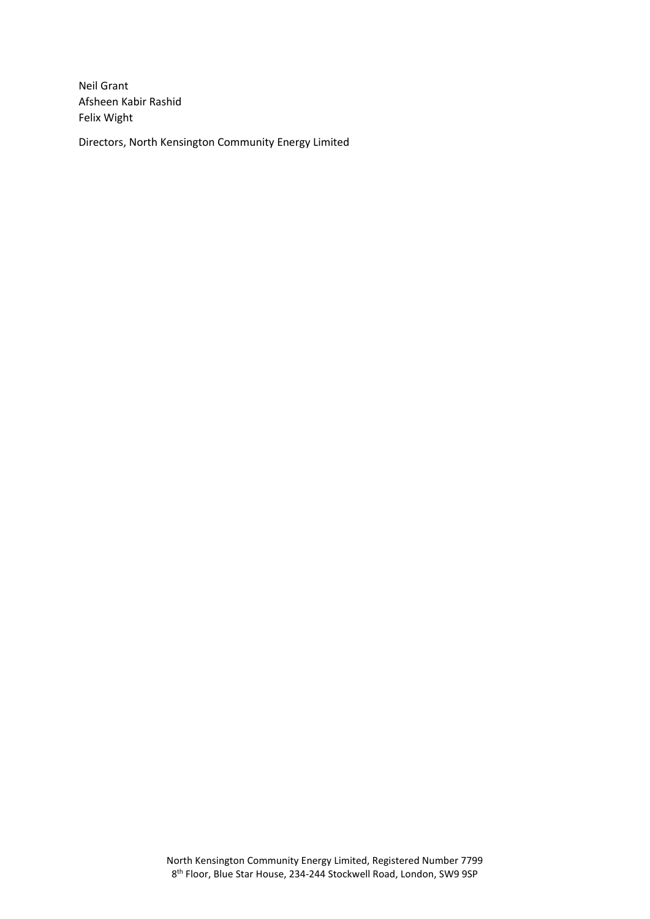Neil Grant
Afsheen Kabir Rashid
Felix Wight

Directors, North Kensington Community Energy Limited